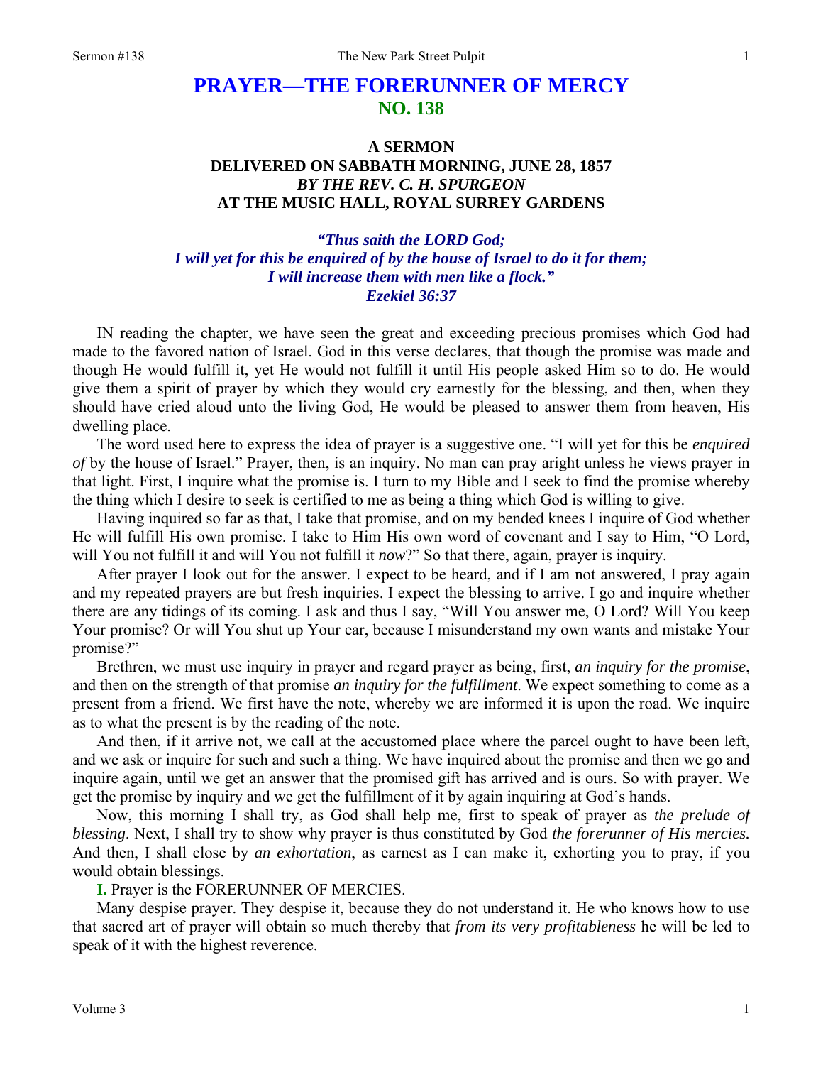# PRAYER—THE FORERUNNER OF MERCY
## NO. 138

### A SERMON
### DELIVERED ON SABBATH MORNING, JUNE 28, 1857
### *BY THE REV. C. H. SPURGEON*
### AT THE MUSIC HALL, ROYAL SURREY GARDENS

***"Thus saith the LORD God;***
***I will yet for this be enquired of by the house of Israel to do it for them;***
***I will increase them with men like a flock."***
***Ezekiel 36:37***

IN reading the chapter, we have seen the great and exceeding precious promises which God had made to the favored nation of Israel. God in this verse declares, that though the promise was made and though He would fulfill it, yet He would not fulfill it until His people asked Him so to do. He would give them a spirit of prayer by which they would cry earnestly for the blessing, and then, when they should have cried aloud unto the living God, He would be pleased to answer them from heaven, His dwelling place.

The word used here to express the idea of prayer is a suggestive one. "I will yet for this be *enquired of* by the house of Israel." Prayer, then, is an inquiry. No man can pray aright unless he views prayer in that light. First, I inquire what the promise is. I turn to my Bible and I seek to find the promise whereby the thing which I desire to seek is certified to me as being a thing which God is willing to give.

Having inquired so far as that, I take that promise, and on my bended knees I inquire of God whether He will fulfill His own promise. I take to Him His own word of covenant and I say to Him, "O Lord, will You not fulfill it and will You not fulfill it *now*?" So that there, again, prayer is inquiry.

After prayer I look out for the answer. I expect to be heard, and if I am not answered, I pray again and my repeated prayers are but fresh inquiries. I expect the blessing to arrive. I go and inquire whether there are any tidings of its coming. I ask and thus I say, "Will You answer me, O Lord? Will You keep Your promise? Or will You shut up Your ear, because I misunderstand my own wants and mistake Your promise?"

Brethren, we must use inquiry in prayer and regard prayer as being, first, *an inquiry for the promise*, and then on the strength of that promise *an inquiry for the fulfillment*. We expect something to come as a present from a friend. We first have the note, whereby we are informed it is upon the road. We inquire as to what the present is by the reading of the note.

And then, if it arrive not, we call at the accustomed place where the parcel ought to have been left, and we ask or inquire for such and such a thing. We have inquired about the promise and then we go and inquire again, until we get an answer that the promised gift has arrived and is ours. So with prayer. We get the promise by inquiry and we get the fulfillment of it by again inquiring at God's hands.

Now, this morning I shall try, as God shall help me, first to speak of prayer as *the prelude of blessing*. Next, I shall try to show why prayer is thus constituted by God *the forerunner of His mercies.* And then, I shall close by *an exhortation*, as earnest as I can make it, exhorting you to pray, if you would obtain blessings.

**I.** Prayer is the FORERUNNER OF MERCIES.

Many despise prayer. They despise it, because they do not understand it. He who knows how to use that sacred art of prayer will obtain so much thereby that *from its very profitableness* he will be led to speak of it with the highest reverence.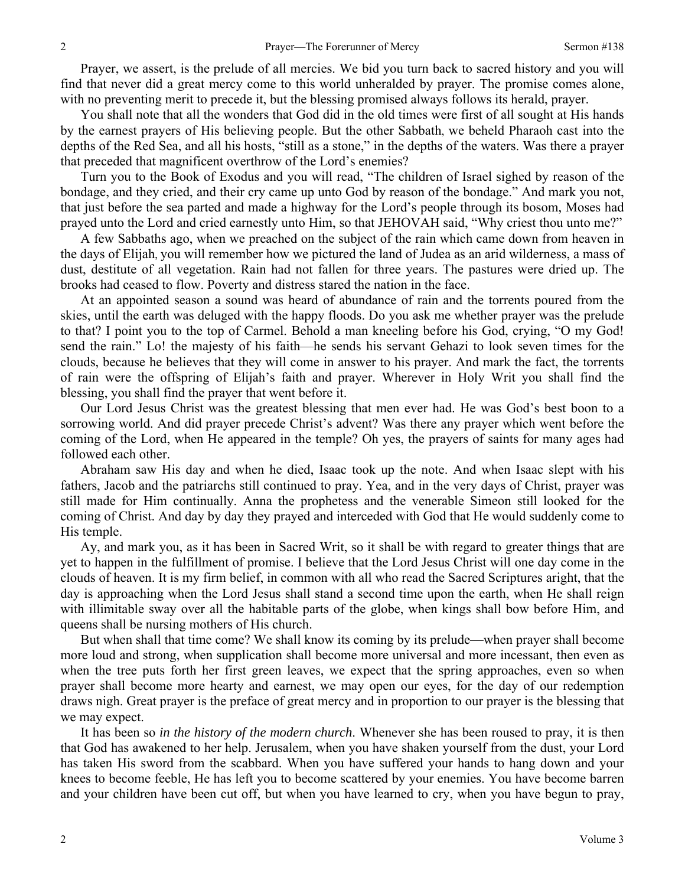Prayer, we assert, is the prelude of all mercies. We bid you turn back to sacred history and you will find that never did a great mercy come to this world unheralded by prayer. The promise comes alone, with no preventing merit to precede it, but the blessing promised always follows its herald, prayer.

You shall note that all the wonders that God did in the old times were first of all sought at His hands by the earnest prayers of His believing people. But the other Sabbath, we beheld Pharaoh cast into the depths of the Red Sea, and all his hosts, "still as a stone," in the depths of the waters. Was there a prayer that preceded that magnificent overthrow of the Lord's enemies?

Turn you to the Book of Exodus and you will read, "The children of Israel sighed by reason of the bondage, and they cried, and their cry came up unto God by reason of the bondage." And mark you not, that just before the sea parted and made a highway for the Lord's people through its bosom, Moses had prayed unto the Lord and cried earnestly unto Him, so that JEHOVAH said, "Why criest thou unto me?"

A few Sabbaths ago, when we preached on the subject of the rain which came down from heaven in the days of Elijah, you will remember how we pictured the land of Judea as an arid wilderness, a mass of dust, destitute of all vegetation. Rain had not fallen for three years. The pastures were dried up. The brooks had ceased to flow. Poverty and distress stared the nation in the face.

At an appointed season a sound was heard of abundance of rain and the torrents poured from the skies, until the earth was deluged with the happy floods. Do you ask me whether prayer was the prelude to that? I point you to the top of Carmel. Behold a man kneeling before his God, crying, "O my God! send the rain." Lo! the majesty of his faith—he sends his servant Gehazi to look seven times for the clouds, because he believes that they will come in answer to his prayer. And mark the fact, the torrents of rain were the offspring of Elijah's faith and prayer. Wherever in Holy Writ you shall find the blessing, you shall find the prayer that went before it.

Our Lord Jesus Christ was the greatest blessing that men ever had. He was God's best boon to a sorrowing world. And did prayer precede Christ's advent? Was there any prayer which went before the coming of the Lord, when He appeared in the temple? Oh yes, the prayers of saints for many ages had followed each other.

Abraham saw His day and when he died, Isaac took up the note. And when Isaac slept with his fathers, Jacob and the patriarchs still continued to pray. Yea, and in the very days of Christ, prayer was still made for Him continually. Anna the prophetess and the venerable Simeon still looked for the coming of Christ. And day by day they prayed and interceded with God that He would suddenly come to His temple.

Ay, and mark you, as it has been in Sacred Writ, so it shall be with regard to greater things that are yet to happen in the fulfillment of promise. I believe that the Lord Jesus Christ will one day come in the clouds of heaven. It is my firm belief, in common with all who read the Sacred Scriptures aright, that the day is approaching when the Lord Jesus shall stand a second time upon the earth, when He shall reign with illimitable sway over all the habitable parts of the globe, when kings shall bow before Him, and queens shall be nursing mothers of His church.

But when shall that time come? We shall know its coming by its prelude—when prayer shall become more loud and strong, when supplication shall become more universal and more incessant, then even as when the tree puts forth her first green leaves, we expect that the spring approaches, even so when prayer shall become more hearty and earnest, we may open our eyes, for the day of our redemption draws nigh. Great prayer is the preface of great mercy and in proportion to our prayer is the blessing that we may expect.

It has been so *in the history of the modern church*. Whenever she has been roused to pray, it is then that God has awakened to her help. Jerusalem, when you have shaken yourself from the dust, your Lord has taken His sword from the scabbard. When you have suffered your hands to hang down and your knees to become feeble, He has left you to become scattered by your enemies. You have become barren and your children have been cut off, but when you have learned to cry, when you have begun to pray,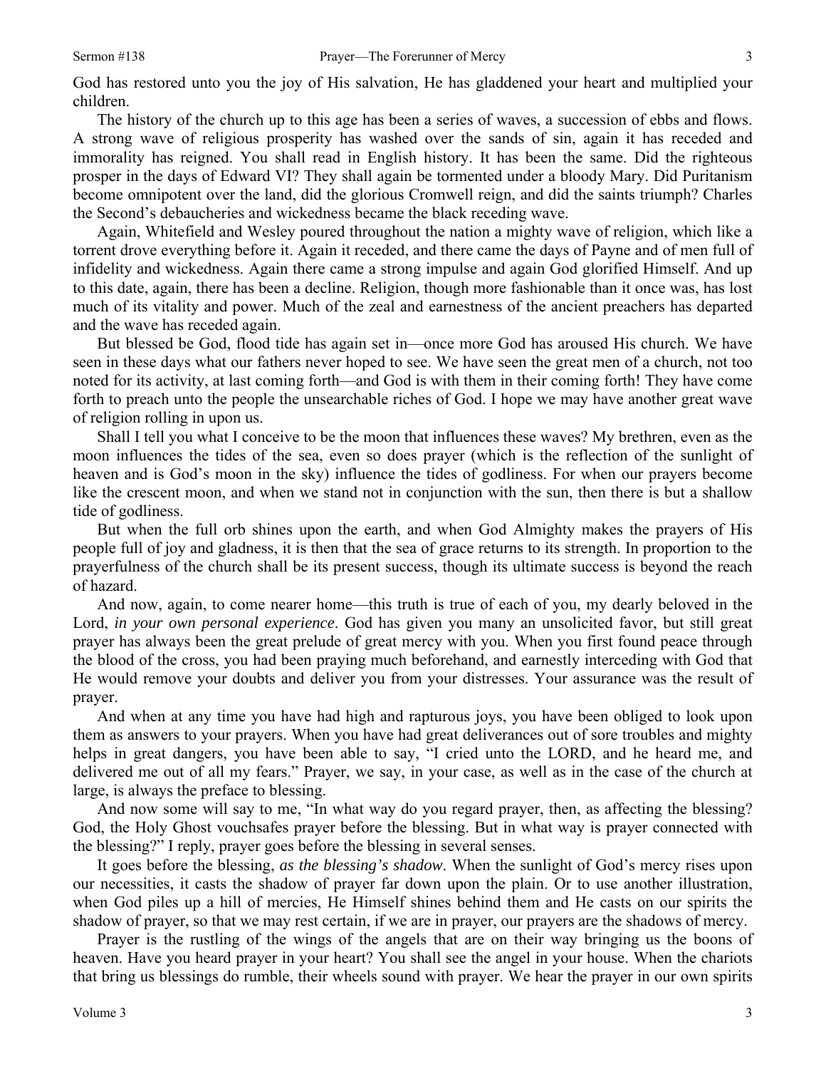God has restored unto you the joy of His salvation, He has gladdened your heart and multiplied your children.

The history of the church up to this age has been a series of waves, a succession of ebbs and flows. A strong wave of religious prosperity has washed over the sands of sin, again it has receded and immorality has reigned. You shall read in English history. It has been the same. Did the righteous prosper in the days of Edward VI? They shall again be tormented under a bloody Mary. Did Puritanism become omnipotent over the land, did the glorious Cromwell reign, and did the saints triumph? Charles the Second's debaucheries and wickedness became the black receding wave.

Again, Whitefield and Wesley poured throughout the nation a mighty wave of religion, which like a torrent drove everything before it. Again it receded, and there came the days of Payne and of men full of infidelity and wickedness. Again there came a strong impulse and again God glorified Himself. And up to this date, again, there has been a decline. Religion, though more fashionable than it once was, has lost much of its vitality and power. Much of the zeal and earnestness of the ancient preachers has departed and the wave has receded again.

But blessed be God, flood tide has again set in—once more God has aroused His church. We have seen in these days what our fathers never hoped to see. We have seen the great men of a church, not too noted for its activity, at last coming forth—and God is with them in their coming forth! They have come forth to preach unto the people the unsearchable riches of God. I hope we may have another great wave of religion rolling in upon us.

Shall I tell you what I conceive to be the moon that influences these waves? My brethren, even as the moon influences the tides of the sea, even so does prayer (which is the reflection of the sunlight of heaven and is God's moon in the sky) influence the tides of godliness. For when our prayers become like the crescent moon, and when we stand not in conjunction with the sun, then there is but a shallow tide of godliness.

But when the full orb shines upon the earth, and when God Almighty makes the prayers of His people full of joy and gladness, it is then that the sea of grace returns to its strength. In proportion to the prayerfulness of the church shall be its present success, though its ultimate success is beyond the reach of hazard.

And now, again, to come nearer home—this truth is true of each of you, my dearly beloved in the Lord, *in your own personal experience*. God has given you many an unsolicited favor, but still great prayer has always been the great prelude of great mercy with you. When you first found peace through the blood of the cross, you had been praying much beforehand, and earnestly interceding with God that He would remove your doubts and deliver you from your distresses. Your assurance was the result of prayer.

And when at any time you have had high and rapturous joys, you have been obliged to look upon them as answers to your prayers. When you have had great deliverances out of sore troubles and mighty helps in great dangers, you have been able to say, "I cried unto the LORD, and he heard me, and delivered me out of all my fears." Prayer, we say, in your case, as well as in the case of the church at large, is always the preface to blessing.

And now some will say to me, "In what way do you regard prayer, then, as affecting the blessing? God, the Holy Ghost vouchsafes prayer before the blessing. But in what way is prayer connected with the blessing?" I reply, prayer goes before the blessing in several senses.

It goes before the blessing, *as the blessing's shadow*. When the sunlight of God's mercy rises upon our necessities, it casts the shadow of prayer far down upon the plain. Or to use another illustration, when God piles up a hill of mercies, He Himself shines behind them and He casts on our spirits the shadow of prayer, so that we may rest certain, if we are in prayer, our prayers are the shadows of mercy.

Prayer is the rustling of the wings of the angels that are on their way bringing us the boons of heaven. Have you heard prayer in your heart? You shall see the angel in your house. When the chariots that bring us blessings do rumble, their wheels sound with prayer. We hear the prayer in our own spirits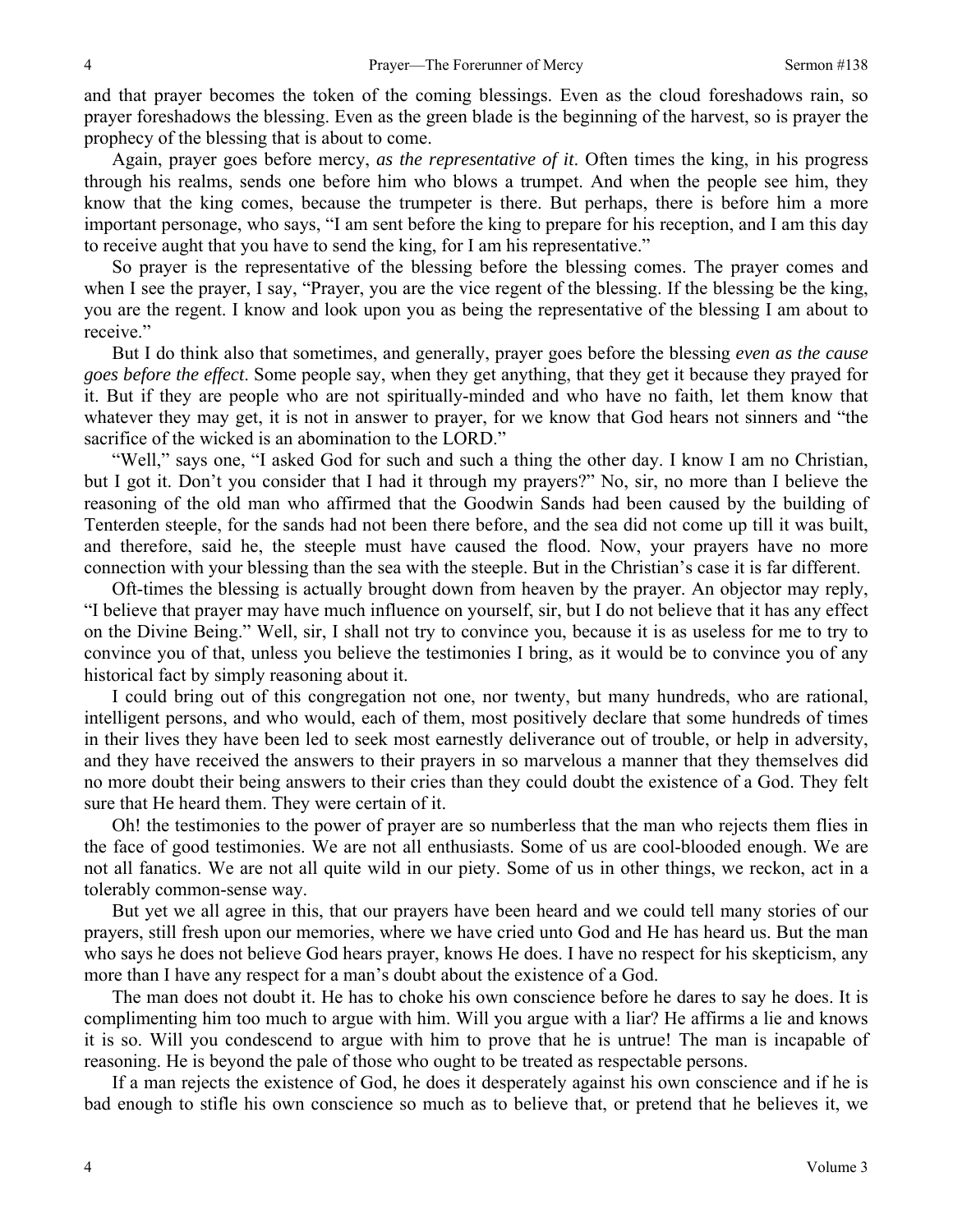and that prayer becomes the token of the coming blessings. Even as the cloud foreshadows rain, so prayer foreshadows the blessing. Even as the green blade is the beginning of the harvest, so is prayer the prophecy of the blessing that is about to come.

Again, prayer goes before mercy, *as the representative of it*. Often times the king, in his progress through his realms, sends one before him who blows a trumpet. And when the people see him, they know that the king comes, because the trumpeter is there. But perhaps, there is before him a more important personage, who says, "I am sent before the king to prepare for his reception, and I am this day to receive aught that you have to send the king, for I am his representative."

So prayer is the representative of the blessing before the blessing comes. The prayer comes and when I see the prayer, I say, "Prayer, you are the vice regent of the blessing. If the blessing be the king, you are the regent. I know and look upon you as being the representative of the blessing I am about to receive."

But I do think also that sometimes, and generally, prayer goes before the blessing *even as the cause goes before the effect*. Some people say, when they get anything, that they get it because they prayed for it. But if they are people who are not spiritually-minded and who have no faith, let them know that whatever they may get, it is not in answer to prayer, for we know that God hears not sinners and "the sacrifice of the wicked is an abomination to the LORD."

"Well," says one, "I asked God for such and such a thing the other day. I know I am no Christian, but I got it. Don't you consider that I had it through my prayers?" No, sir, no more than I believe the reasoning of the old man who affirmed that the Goodwin Sands had been caused by the building of Tenterden steeple, for the sands had not been there before, and the sea did not come up till it was built, and therefore, said he, the steeple must have caused the flood. Now, your prayers have no more connection with your blessing than the sea with the steeple. But in the Christian's case it is far different.

Oft-times the blessing is actually brought down from heaven by the prayer. An objector may reply, "I believe that prayer may have much influence on yourself, sir, but I do not believe that it has any effect on the Divine Being." Well, sir, I shall not try to convince you, because it is as useless for me to try to convince you of that, unless you believe the testimonies I bring, as it would be to convince you of any historical fact by simply reasoning about it.

I could bring out of this congregation not one, nor twenty, but many hundreds, who are rational, intelligent persons, and who would, each of them, most positively declare that some hundreds of times in their lives they have been led to seek most earnestly deliverance out of trouble, or help in adversity, and they have received the answers to their prayers in so marvelous a manner that they themselves did no more doubt their being answers to their cries than they could doubt the existence of a God. They felt sure that He heard them. They were certain of it.

Oh! the testimonies to the power of prayer are so numberless that the man who rejects them flies in the face of good testimonies. We are not all enthusiasts. Some of us are cool-blooded enough. We are not all fanatics. We are not all quite wild in our piety. Some of us in other things, we reckon, act in a tolerably common-sense way.

But yet we all agree in this, that our prayers have been heard and we could tell many stories of our prayers, still fresh upon our memories, where we have cried unto God and He has heard us. But the man who says he does not believe God hears prayer, knows He does. I have no respect for his skepticism, any more than I have any respect for a man's doubt about the existence of a God.

The man does not doubt it. He has to choke his own conscience before he dares to say he does. It is complimenting him too much to argue with him. Will you argue with a liar? He affirms a lie and knows it is so. Will you condescend to argue with him to prove that he is untrue! The man is incapable of reasoning. He is beyond the pale of those who ought to be treated as respectable persons.

If a man rejects the existence of God, he does it desperately against his own conscience and if he is bad enough to stifle his own conscience so much as to believe that, or pretend that he believes it, we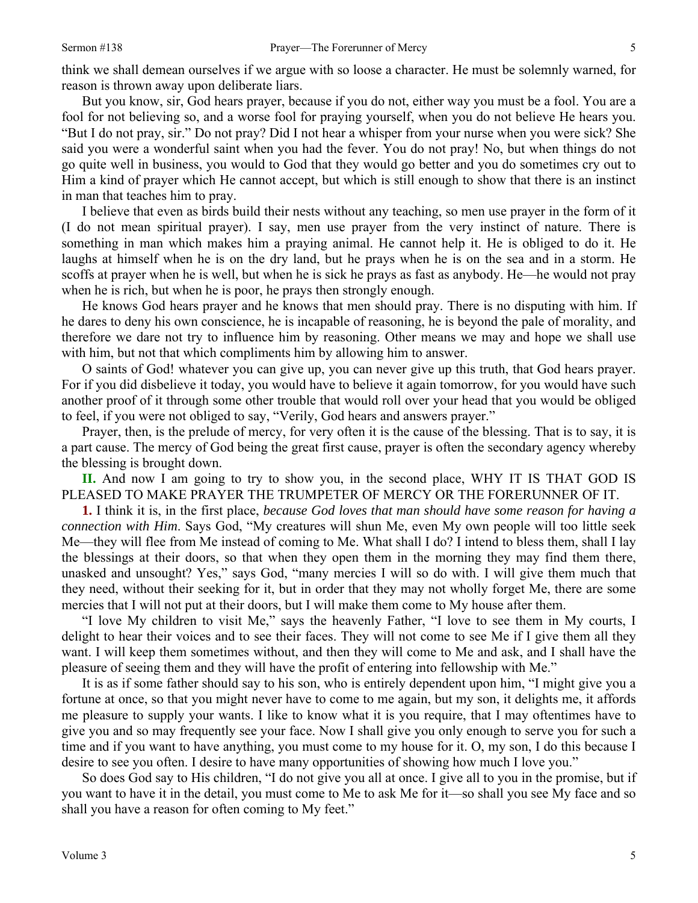think we shall demean ourselves if we argue with so loose a character. He must be solemnly warned, for reason is thrown away upon deliberate liars.

But you know, sir, God hears prayer, because if you do not, either way you must be a fool. You are a fool for not believing so, and a worse fool for praying yourself, when you do not believe He hears you. "But I do not pray, sir." Do not pray? Did I not hear a whisper from your nurse when you were sick? She said you were a wonderful saint when you had the fever. You do not pray! No, but when things do not go quite well in business, you would to God that they would go better and you do sometimes cry out to Him a kind of prayer which He cannot accept, but which is still enough to show that there is an instinct in man that teaches him to pray.

I believe that even as birds build their nests without any teaching, so men use prayer in the form of it (I do not mean spiritual prayer). I say, men use prayer from the very instinct of nature. There is something in man which makes him a praying animal. He cannot help it. He is obliged to do it. He laughs at himself when he is on the dry land, but he prays when he is on the sea and in a storm. He scoffs at prayer when he is well, but when he is sick he prays as fast as anybody. He—he would not pray when he is rich, but when he is poor, he prays then strongly enough.

He knows God hears prayer and he knows that men should pray. There is no disputing with him. If he dares to deny his own conscience, he is incapable of reasoning, he is beyond the pale of morality, and therefore we dare not try to influence him by reasoning. Other means we may and hope we shall use with him, but not that which compliments him by allowing him to answer.

O saints of God! whatever you can give up, you can never give up this truth, that God hears prayer. For if you did disbelieve it today, you would have to believe it again tomorrow, for you would have such another proof of it through some other trouble that would roll over your head that you would be obliged to feel, if you were not obliged to say, "Verily, God hears and answers prayer."

Prayer, then, is the prelude of mercy, for very often it is the cause of the blessing. That is to say, it is a part cause. The mercy of God being the great first cause, prayer is often the secondary agency whereby the blessing is brought down.

**II.** And now I am going to try to show you, in the second place, WHY IT IS THAT GOD IS PLEASED TO MAKE PRAYER THE TRUMPETER OF MERCY OR THE FORERUNNER OF IT.

**1.** I think it is, in the first place, *because God loves that man should have some reason for having a connection with Him*. Says God, "My creatures will shun Me, even My own people will too little seek Me—they will flee from Me instead of coming to Me. What shall I do? I intend to bless them, shall I lay the blessings at their doors, so that when they open them in the morning they may find them there, unasked and unsought? Yes," says God, "many mercies I will so do with. I will give them much that they need, without their seeking for it, but in order that they may not wholly forget Me, there are some mercies that I will not put at their doors, but I will make them come to My house after them.

"I love My children to visit Me," says the heavenly Father, "I love to see them in My courts, I delight to hear their voices and to see their faces. They will not come to see Me if I give them all they want. I will keep them sometimes without, and then they will come to Me and ask, and I shall have the pleasure of seeing them and they will have the profit of entering into fellowship with Me."

It is as if some father should say to his son, who is entirely dependent upon him, "I might give you a fortune at once, so that you might never have to come to me again, but my son, it delights me, it affords me pleasure to supply your wants. I like to know what it is you require, that I may oftentimes have to give you and so may frequently see your face. Now I shall give you only enough to serve you for such a time and if you want to have anything, you must come to my house for it. O, my son, I do this because I desire to see you often. I desire to have many opportunities of showing how much I love you."

So does God say to His children, "I do not give you all at once. I give all to you in the promise, but if you want to have it in the detail, you must come to Me to ask Me for it—so shall you see My face and so shall you have a reason for often coming to My feet."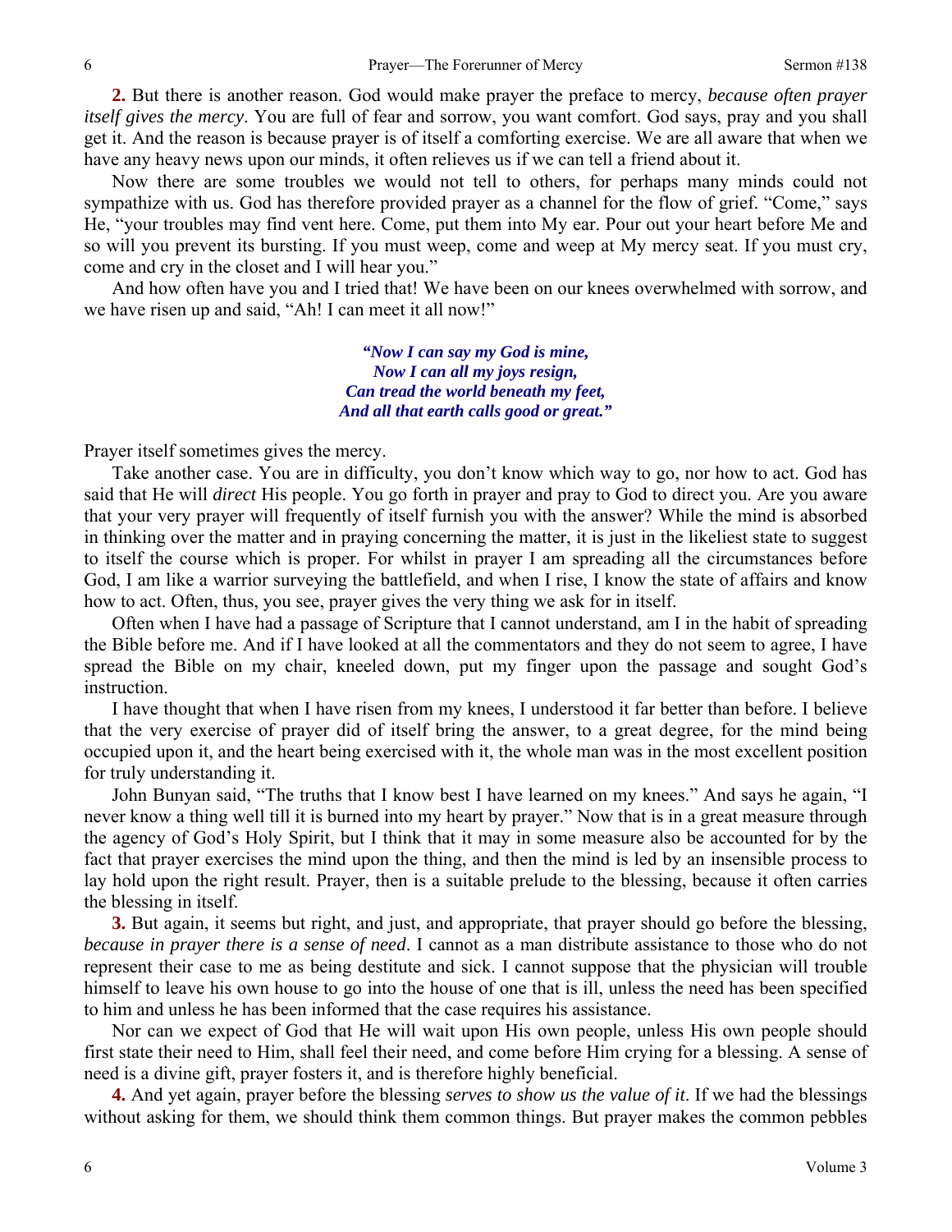**2.** But there is another reason. God would make prayer the preface to mercy, *because often prayer itself gives the mercy*. You are full of fear and sorrow, you want comfort. God says, pray and you shall get it. And the reason is because prayer is of itself a comforting exercise. We are all aware that when we have any heavy news upon our minds, it often relieves us if we can tell a friend about it.

Now there are some troubles we would not tell to others, for perhaps many minds could not sympathize with us. God has therefore provided prayer as a channel for the flow of grief. "Come," says He, "your troubles may find vent here. Come, put them into My ear. Pour out your heart before Me and so will you prevent its bursting. If you must weep, come and weep at My mercy seat. If you must cry, come and cry in the closet and I will hear you."

And how often have you and I tried that! We have been on our knees overwhelmed with sorrow, and we have risen up and said, "Ah! I can meet it all now!"

> ***"Now I can say my God is mine,***
> ***Now I can all my joys resign,***
> ***Can tread the world beneath my feet,***
> ***And all that earth calls good or great."***

Prayer itself sometimes gives the mercy.

Take another case. You are in difficulty, you don't know which way to go, nor how to act. God has said that He will *direct* His people. You go forth in prayer and pray to God to direct you. Are you aware that your very prayer will frequently of itself furnish you with the answer? While the mind is absorbed in thinking over the matter and in praying concerning the matter, it is just in the likeliest state to suggest to itself the course which is proper. For whilst in prayer I am spreading all the circumstances before God, I am like a warrior surveying the battlefield, and when I rise, I know the state of affairs and know how to act. Often, thus, you see, prayer gives the very thing we ask for in itself.

Often when I have had a passage of Scripture that I cannot understand, am I in the habit of spreading the Bible before me. And if I have looked at all the commentators and they do not seem to agree, I have spread the Bible on my chair, kneeled down, put my finger upon the passage and sought God's instruction.

I have thought that when I have risen from my knees, I understood it far better than before. I believe that the very exercise of prayer did of itself bring the answer, to a great degree, for the mind being occupied upon it, and the heart being exercised with it, the whole man was in the most excellent position for truly understanding it.

John Bunyan said, "The truths that I know best I have learned on my knees." And says he again, "I never know a thing well till it is burned into my heart by prayer." Now that is in a great measure through the agency of God's Holy Spirit, but I think that it may in some measure also be accounted for by the fact that prayer exercises the mind upon the thing, and then the mind is led by an insensible process to lay hold upon the right result. Prayer, then is a suitable prelude to the blessing, because it often carries the blessing in itself.

**3.** But again, it seems but right, and just, and appropriate, that prayer should go before the blessing, *because in prayer there is a sense of need*. I cannot as a man distribute assistance to those who do not represent their case to me as being destitute and sick. I cannot suppose that the physician will trouble himself to leave his own house to go into the house of one that is ill, unless the need has been specified to him and unless he has been informed that the case requires his assistance.

Nor can we expect of God that He will wait upon His own people, unless His own people should first state their need to Him, shall feel their need, and come before Him crying for a blessing. A sense of need is a divine gift, prayer fosters it, and is therefore highly beneficial.

**4.** And yet again, prayer before the blessing *serves to show us the value of it*. If we had the blessings without asking for them, we should think them common things. But prayer makes the common pebbles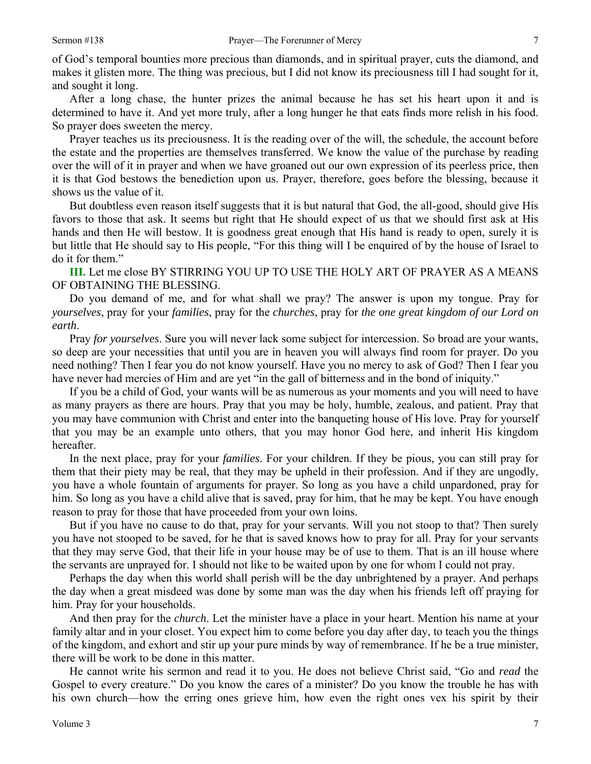of God's temporal bounties more precious than diamonds, and in spiritual prayer, cuts the diamond, and makes it glisten more. The thing was precious, but I did not know its preciousness till I had sought for it, and sought it long.

After a long chase, the hunter prizes the animal because he has set his heart upon it and is determined to have it. And yet more truly, after a long hunger he that eats finds more relish in his food. So prayer does sweeten the mercy.

Prayer teaches us its preciousness. It is the reading over of the will, the schedule, the account before the estate and the properties are themselves transferred. We know the value of the purchase by reading over the will of it in prayer and when we have groaned out our own expression of its peerless price, then it is that God bestows the benediction upon us. Prayer, therefore, goes before the blessing, because it shows us the value of it.

But doubtless even reason itself suggests that it is but natural that God, the all-good, should give His favors to those that ask. It seems but right that He should expect of us that we should first ask at His hands and then He will bestow. It is goodness great enough that His hand is ready to open, surely it is but little that He should say to His people, "For this thing will I be enquired of by the house of Israel to do it for them."

**III.** Let me close BY STIRRING YOU UP TO USE THE HOLY ART OF PRAYER AS A MEANS OF OBTAINING THE BLESSING.

Do you demand of me, and for what shall we pray? The answer is upon my tongue. Pray for *yourselves*, pray for your *families*, pray for the *churches*, pray for *the one great kingdom of our Lord on earth*.

Pray *for yourselves*. Sure you will never lack some subject for intercession. So broad are your wants, so deep are your necessities that until you are in heaven you will always find room for prayer. Do you need nothing? Then I fear you do not know yourself. Have you no mercy to ask of God? Then I fear you have never had mercies of Him and are yet "in the gall of bitterness and in the bond of iniquity."

If you be a child of God, your wants will be as numerous as your moments and you will need to have as many prayers as there are hours. Pray that you may be holy, humble, zealous, and patient. Pray that you may have communion with Christ and enter into the banqueting house of His love. Pray for yourself that you may be an example unto others, that you may honor God here, and inherit His kingdom hereafter.

In the next place, pray for your *families*. For your children. If they be pious, you can still pray for them that their piety may be real, that they may be upheld in their profession. And if they are ungodly, you have a whole fountain of arguments for prayer. So long as you have a child unpardoned, pray for him. So long as you have a child alive that is saved, pray for him, that he may be kept. You have enough reason to pray for those that have proceeded from your own loins.

But if you have no cause to do that, pray for your servants. Will you not stoop to that? Then surely you have not stooped to be saved, for he that is saved knows how to pray for all. Pray for your servants that they may serve God, that their life in your house may be of use to them. That is an ill house where the servants are unprayed for. I should not like to be waited upon by one for whom I could not pray.

Perhaps the day when this world shall perish will be the day unbrightened by a prayer. And perhaps the day when a great misdeed was done by some man was the day when his friends left off praying for him. Pray for your households.

And then pray for the *church*. Let the minister have a place in your heart. Mention his name at your family altar and in your closet. You expect him to come before you day after day, to teach you the things of the kingdom, and exhort and stir up your pure minds by way of remembrance. If he be a true minister, there will be work to be done in this matter.

He cannot write his sermon and read it to you. He does not believe Christ said, "Go and *read* the Gospel to every creature." Do you know the cares of a minister? Do you know the trouble he has with his own church—how the erring ones grieve him, how even the right ones vex his spirit by their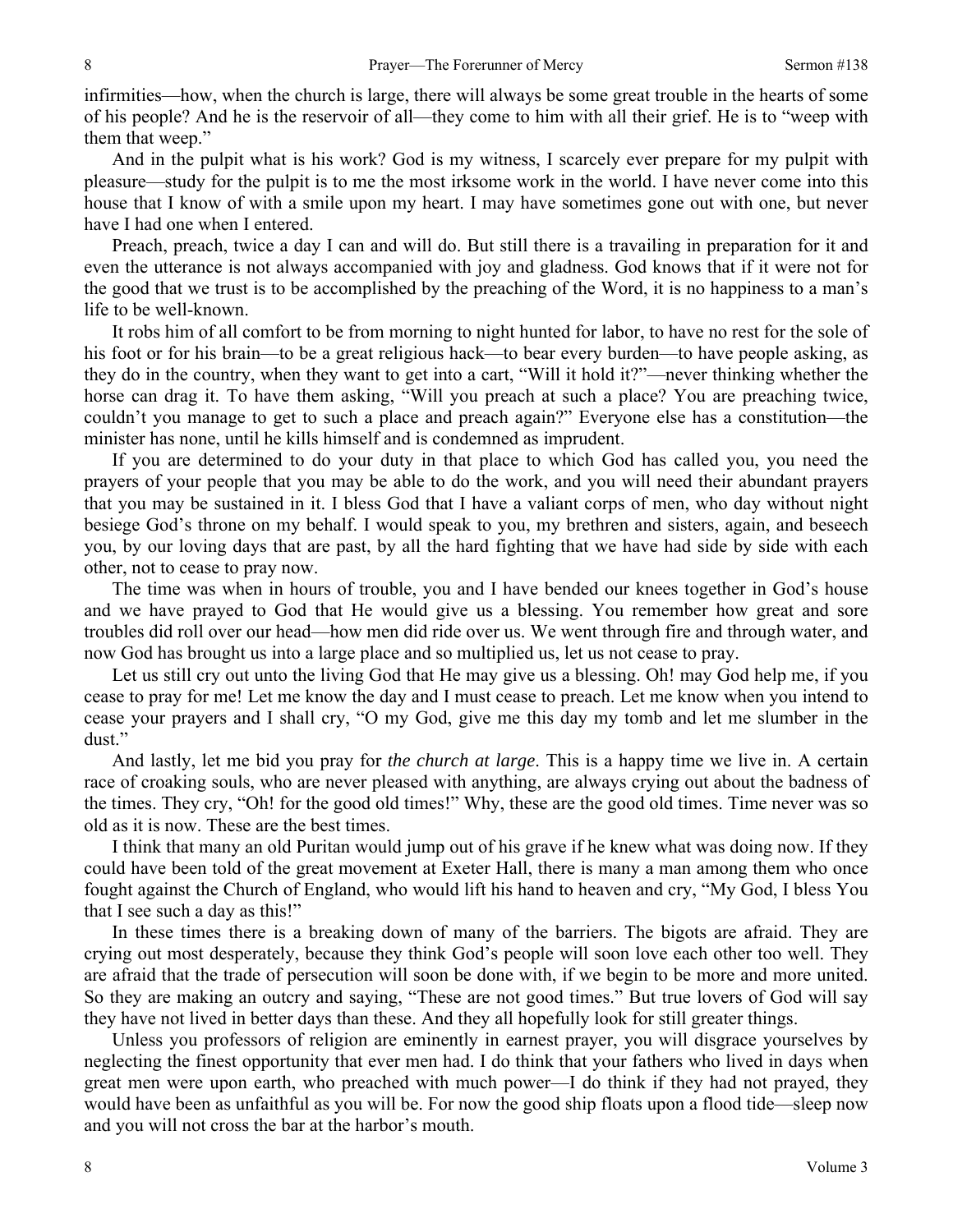infirmities—how, when the church is large, there will always be some great trouble in the hearts of some of his people? And he is the reservoir of all—they come to him with all their grief. He is to "weep with them that weep."

And in the pulpit what is his work? God is my witness, I scarcely ever prepare for my pulpit with pleasure—study for the pulpit is to me the most irksome work in the world. I have never come into this house that I know of with a smile upon my heart. I may have sometimes gone out with one, but never have I had one when I entered.

Preach, preach, twice a day I can and will do. But still there is a travailing in preparation for it and even the utterance is not always accompanied with joy and gladness. God knows that if it were not for the good that we trust is to be accomplished by the preaching of the Word, it is no happiness to a man's life to be well-known.

It robs him of all comfort to be from morning to night hunted for labor, to have no rest for the sole of his foot or for his brain—to be a great religious hack—to bear every burden—to have people asking, as they do in the country, when they want to get into a cart, "Will it hold it?"—never thinking whether the horse can drag it. To have them asking, "Will you preach at such a place? You are preaching twice, couldn't you manage to get to such a place and preach again?" Everyone else has a constitution—the minister has none, until he kills himself and is condemned as imprudent.

If you are determined to do your duty in that place to which God has called you, you need the prayers of your people that you may be able to do the work, and you will need their abundant prayers that you may be sustained in it. I bless God that I have a valiant corps of men, who day without night besiege God's throne on my behalf. I would speak to you, my brethren and sisters, again, and beseech you, by our loving days that are past, by all the hard fighting that we have had side by side with each other, not to cease to pray now.

The time was when in hours of trouble, you and I have bended our knees together in God's house and we have prayed to God that He would give us a blessing. You remember how great and sore troubles did roll over our head—how men did ride over us. We went through fire and through water, and now God has brought us into a large place and so multiplied us, let us not cease to pray.

Let us still cry out unto the living God that He may give us a blessing. Oh! may God help me, if you cease to pray for me! Let me know the day and I must cease to preach. Let me know when you intend to cease your prayers and I shall cry, "O my God, give me this day my tomb and let me slumber in the dust."

And lastly, let me bid you pray for *the church at large*. This is a happy time we live in. A certain race of croaking souls, who are never pleased with anything, are always crying out about the badness of the times. They cry, "Oh! for the good old times!" Why, these are the good old times. Time never was so old as it is now. These are the best times.

I think that many an old Puritan would jump out of his grave if he knew what was doing now. If they could have been told of the great movement at Exeter Hall, there is many a man among them who once fought against the Church of England, who would lift his hand to heaven and cry, "My God, I bless You that I see such a day as this!"

In these times there is a breaking down of many of the barriers. The bigots are afraid. They are crying out most desperately, because they think God's people will soon love each other too well. They are afraid that the trade of persecution will soon be done with, if we begin to be more and more united. So they are making an outcry and saying, "These are not good times." But true lovers of God will say they have not lived in better days than these. And they all hopefully look for still greater things.

Unless you professors of religion are eminently in earnest prayer, you will disgrace yourselves by neglecting the finest opportunity that ever men had. I do think that your fathers who lived in days when great men were upon earth, who preached with much power—I do think if they had not prayed, they would have been as unfaithful as you will be. For now the good ship floats upon a flood tide—sleep now and you will not cross the bar at the harbor's mouth.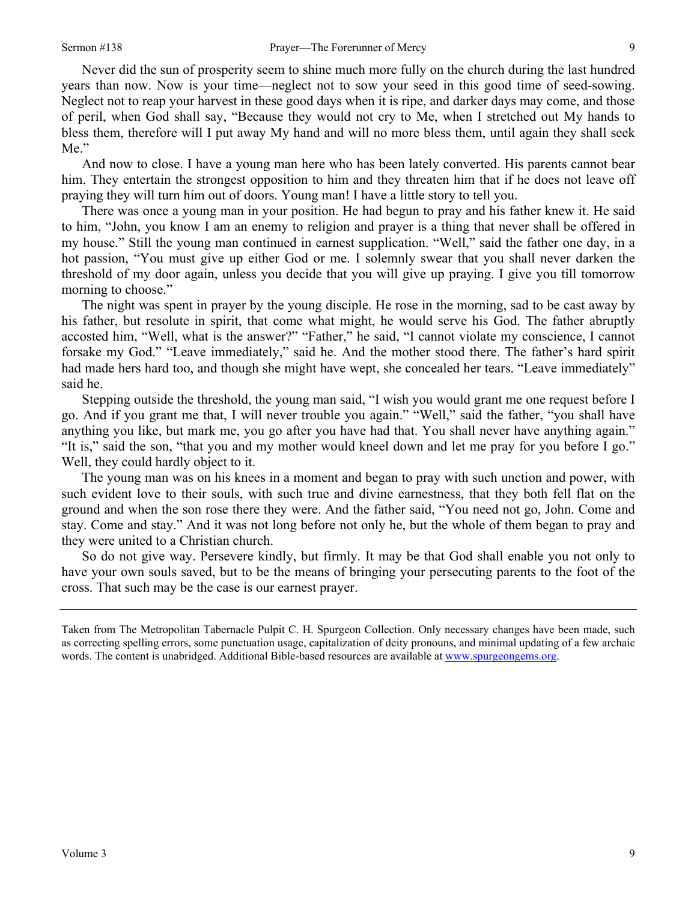Never did the sun of prosperity seem to shine much more fully on the church during the last hundred years than now. Now is your time—neglect not to sow your seed in this good time of seed-sowing. Neglect not to reap your harvest in these good days when it is ripe, and darker days may come, and those of peril, when God shall say, "Because they would not cry to Me, when I stretched out My hands to bless them, therefore will I put away My hand and will no more bless them, until again they shall seek Me."

And now to close. I have a young man here who has been lately converted. His parents cannot bear him. They entertain the strongest opposition to him and they threaten him that if he does not leave off praying they will turn him out of doors. Young man! I have a little story to tell you.

There was once a young man in your position. He had begun to pray and his father knew it. He said to him, "John, you know I am an enemy to religion and prayer is a thing that never shall be offered in my house." Still the young man continued in earnest supplication. "Well," said the father one day, in a hot passion, "You must give up either God or me. I solemnly swear that you shall never darken the threshold of my door again, unless you decide that you will give up praying. I give you till tomorrow morning to choose."

The night was spent in prayer by the young disciple. He rose in the morning, sad to be cast away by his father, but resolute in spirit, that come what might, he would serve his God. The father abruptly accosted him, "Well, what is the answer?" "Father," he said, "I cannot violate my conscience, I cannot forsake my God." "Leave immediately," said he. And the mother stood there. The father's hard spirit had made hers hard too, and though she might have wept, she concealed her tears. "Leave immediately" said he.

Stepping outside the threshold, the young man said, "I wish you would grant me one request before I go. And if you grant me that, I will never trouble you again." "Well," said the father, "you shall have anything you like, but mark me, you go after you have had that. You shall never have anything again." "It is," said the son, "that you and my mother would kneel down and let me pray for you before I go." Well, they could hardly object to it.

The young man was on his knees in a moment and began to pray with such unction and power, with such evident love to their souls, with such true and divine earnestness, that they both fell flat on the ground and when the son rose there they were. And the father said, "You need not go, John. Come and stay. Come and stay." And it was not long before not only he, but the whole of them began to pray and they were united to a Christian church.

So do not give way. Persevere kindly, but firmly. It may be that God shall enable you not only to have your own souls saved, but to be the means of bringing your persecuting parents to the foot of the cross. That such may be the case is our earnest prayer.

---

Taken from The Metropolitan Tabernacle Pulpit C. H. Spurgeon Collection. Only necessary changes have been made, such as correcting spelling errors, some punctuation usage, capitalization of deity pronouns, and minimal updating of a few archaic words. The content is unabridged. Additional Bible-based resources are available at www.spurgeongems.org.